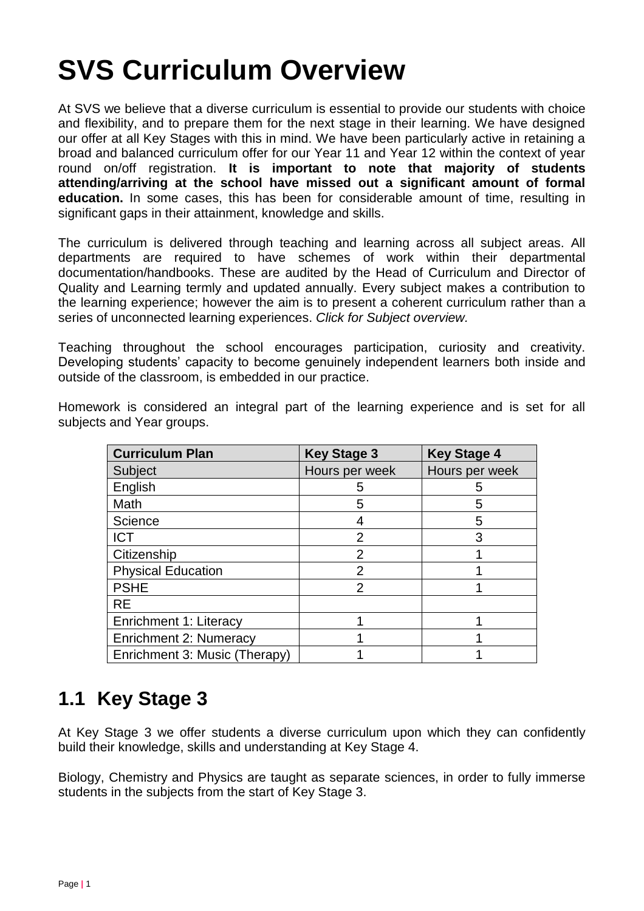# SVS Curriculum Overview

At SVS we believe that a diverse curriculum is essential to provide our students with choice and flexibility, and to prepare them for the next stage in their learning. We have designed our offer at all Key Stages with this in mind. We have been particularly active in retaining a broad and balanced curriculum offer for our Year 11 and Year 12 within the context of year round on/off registration. **It is important to note that majority of students attending/arriving at the school have missed out a significant amount of formal education.** In some cases, this has been for considerable amount of time, resulting in significant gaps in their attainment, knowledge and skills.

The curriculum is delivered through teaching and learning across all subject areas. All departments are required to have schemes of work within their departmental documentation/handbooks. These are audited by the Head of Curriculum and Director of Quality and Learning termly and updated annually. Every subject makes a contribution to the learning experience; however the aim is to present a coherent curriculum rather than a series of unconnected learning experiences. *Click for Subject overview.*

Teaching throughout the school encourages participation, curiosity and creativity. Developing students' capacity to become genuinely independent learners both inside and outside of the classroom, is embedded in our practice.

Homework is considered an integral part of the learning experience and is set for all subjects and Year groups.

| Curriculum Plan | Key Stage 3 | Key Stage 4 |
|---|---|---|
| Subject | Hours per week | Hours per week |
| English | 5 | 5 |
| Math | 5 | 5 |
| Science | 4 | 5 |
| ICT | 2 | 3 |
| Citizenship | 2 | 1 |
| Physical Education | 2 | 1 |
| PSHE | 2 | 1 |
| RE | | |
| Enrichment 1: Literacy | 1 | 1 |
| Enrichment 2: Numeracy | 1 | 1 |
| Enrichment 3: Music (Therapy) | 1 | 1 |

## 1.1 Key Stage 3

At Key Stage 3 we offer students a diverse curriculum upon which they can confidently build their knowledge, skills and understanding at Key Stage 4.

Biology, Chemistry and Physics are taught as separate sciences, in order to fully immerse students in the subjects from the start of Key Stage 3.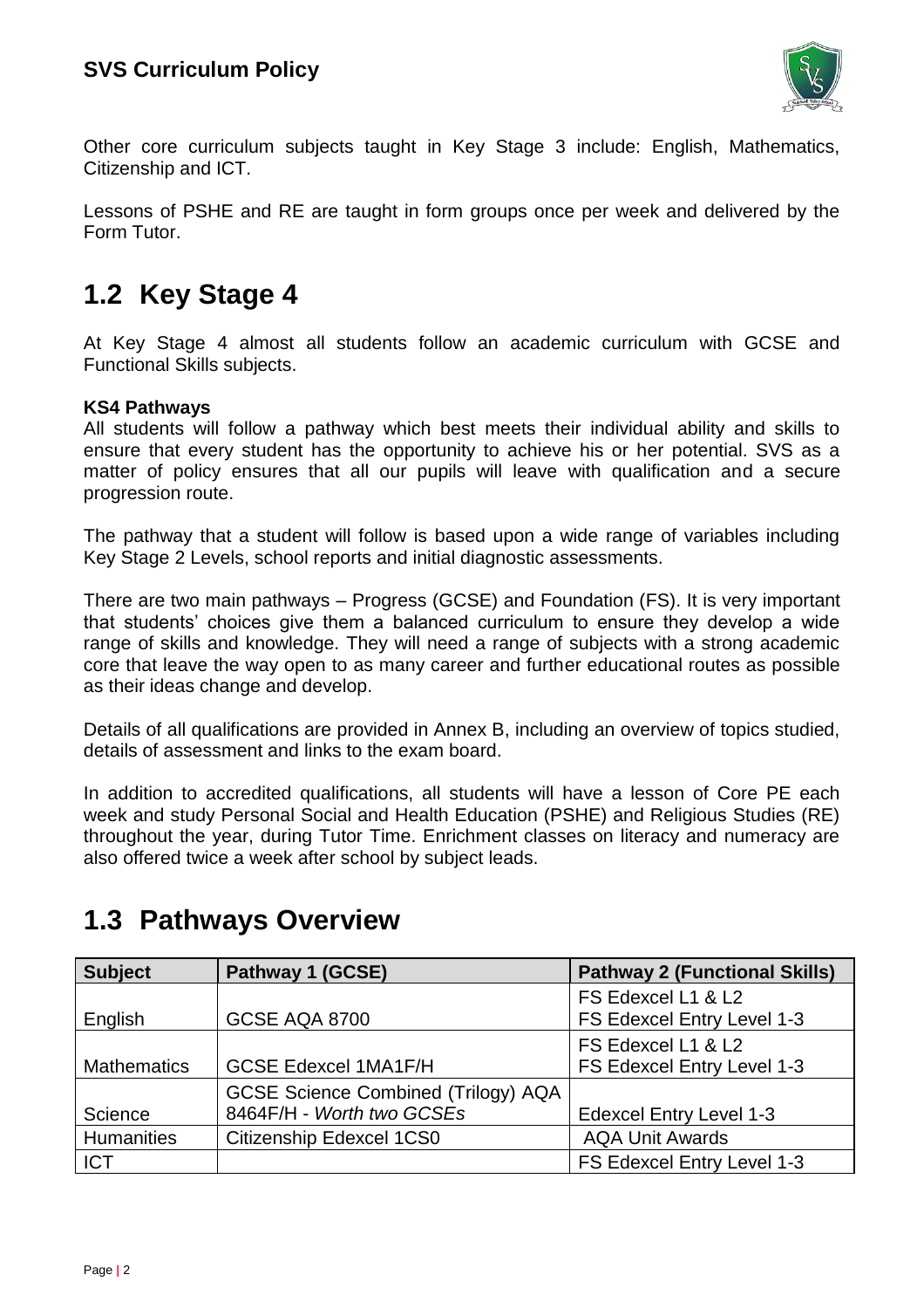Other core curriculum subjects taught in Key Stage 3 include: English, Mathematics, Citizenship and ICT.

Lessons of PSHE and RE are taught in form groups once per week and delivered by the Form Tutor.

## 1.2 Key Stage 4

At Key Stage 4 almost all students follow an academic curriculum with GCSE and Functional Skills subjects.

**KS4 Pathways**

All students will follow a pathway which best meets their individual ability and skills to ensure that every student has the opportunity to achieve his or her potential. SVS as a matter of policy ensures that all our pupils will leave with qualification and a secure progression route.

The pathway that a student will follow is based upon a wide range of variables including Key Stage 2 Levels, school reports and initial diagnostic assessments.

There are two main pathways – Progress (GCSE) and Foundation (FS). It is very important that students' choices give them a balanced curriculum to ensure they develop a wide range of skills and knowledge. They will need a range of subjects with a strong academic core that leave the way open to as many career and further educational routes as possible as their ideas change and develop.

Details of all qualifications are provided in Annex B, including an overview of topics studied, details of assessment and links to the exam board.

In addition to accredited qualifications, all students will have a lesson of Core PE each week and study Personal Social and Health Education (PSHE) and Religious Studies (RE) throughout the year, during Tutor Time. Enrichment classes on literacy and numeracy are also offered twice a week after school by subject leads.

## 1.3 Pathways Overview

| Subject | Pathway 1 (GCSE) | Pathway 2 (Functional Skills) |
|---|---|---|
| English | GCSE AQA 8700 | FS Edexcel L1 & L2<br>FS Edexcel Entry Level 1-3 |
| Mathematics | GCSE Edexcel 1MA1F/H | FS Edexcel L1 & L2<br>FS Edexcel Entry Level 1-3 |
| Science | GCSE Science Combined (Trilogy) AQA 8464F/H - *Worth two GCSEs* | Edexcel Entry Level 1-3 |
| Humanities | Citizenship Edexcel 1CS0 | AQA Unit Awards |
| ICT | | FS Edexcel Entry Level 1-3 |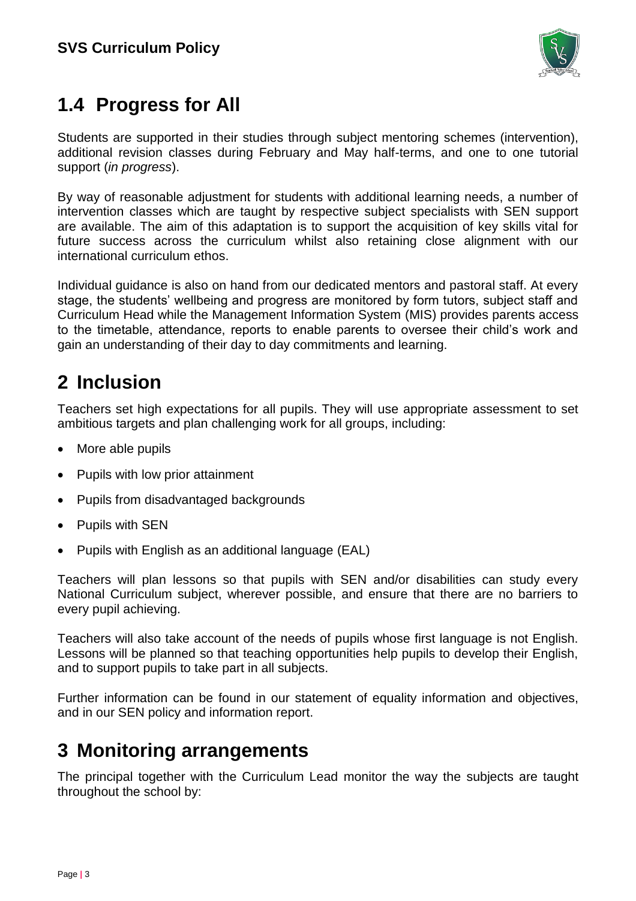## 1.4 Progress for All

Students are supported in their studies through subject mentoring schemes (intervention), additional revision classes during February and May half-terms, and one to one tutorial support (*in progress*).

By way of reasonable adjustment for students with additional learning needs, a number of intervention classes which are taught by respective subject specialists with SEN support are available. The aim of this adaptation is to support the acquisition of key skills vital for future success across the curriculum whilst also retaining close alignment with our international curriculum ethos.

Individual guidance is also on hand from our dedicated mentors and pastoral staff. At every stage, the students' wellbeing and progress are monitored by form tutors, subject staff and Curriculum Head while the Management Information System (MIS) provides parents access to the timetable, attendance, reports to enable parents to oversee their child's work and gain an understanding of their day to day commitments and learning.

# 2 Inclusion

Teachers set high expectations for all pupils. They will use appropriate assessment to set ambitious targets and plan challenging work for all groups, including:

- More able pupils
- Pupils with low prior attainment
- Pupils from disadvantaged backgrounds
- Pupils with SEN
- Pupils with English as an additional language (EAL)

Teachers will plan lessons so that pupils with SEN and/or disabilities can study every National Curriculum subject, wherever possible, and ensure that there are no barriers to every pupil achieving.

Teachers will also take account of the needs of pupils whose first language is not English. Lessons will be planned so that teaching opportunities help pupils to develop their English, and to support pupils to take part in all subjects.

Further information can be found in our statement of equality information and objectives, and in our SEN policy and information report.

# 3 Monitoring arrangements

The principal together with the Curriculum Lead monitor the way the subjects are taught throughout the school by: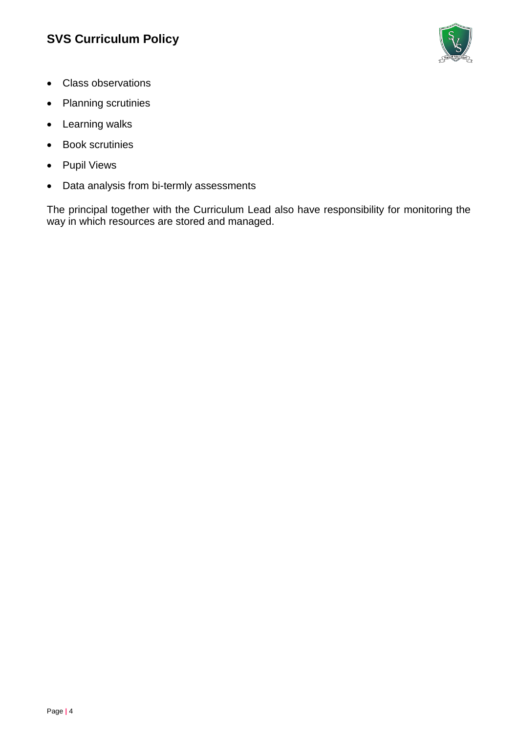- Class observations
- Planning scrutinies
- Learning walks
- Book scrutinies
- Pupil Views
- Data analysis from bi-termly assessments

The principal together with the Curriculum Lead also have responsibility for monitoring the way in which resources are stored and managed.